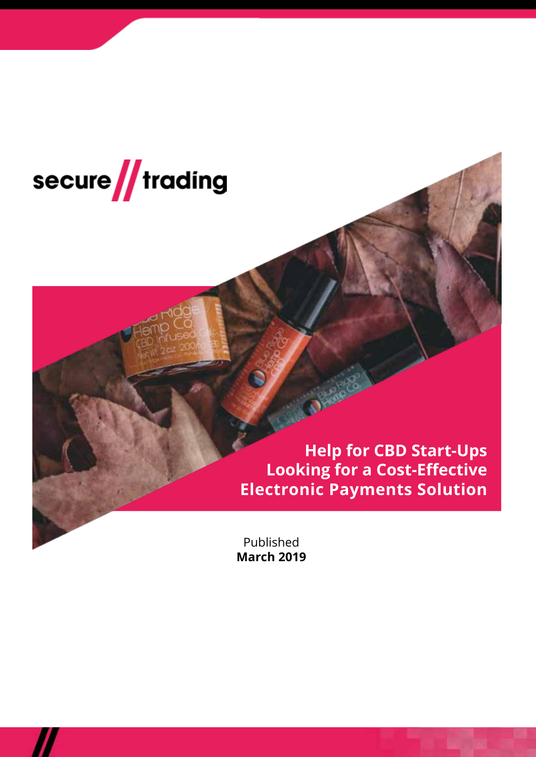secure // trading

# Help for CBD Start-Ups Looking for a Cost-Effective Electronic Payments Solution

Published
**March 2019**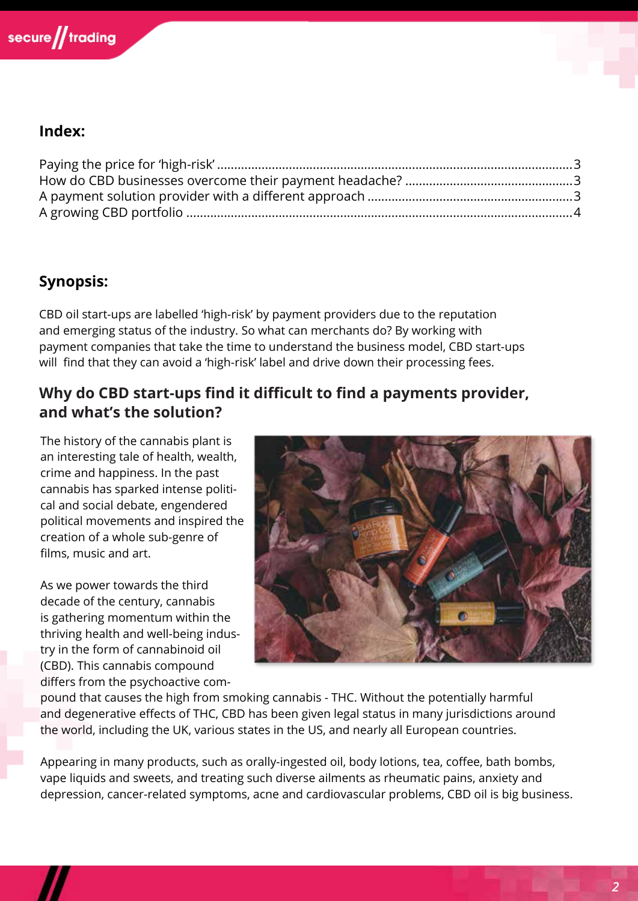## Index:

Paying the price for 'high-risk' ........................................................................................................3
How do CBD businesses overcome their payment headache? .................................................3
A payment solution provider with a different approach ............................................................3
A growing CBD portfolio ..................................................................................................................4

## Synopsis:

CBD oil start-ups are labelled 'high-risk' by payment providers due to the reputation and emerging status of the industry. So what can merchants do? By working with payment companies that take the time to understand the business model, CBD start-ups will find that they can avoid a 'high-risk' label and drive down their processing fees.

## Why do CBD start-ups find it difficult to find a payments provider, and what's the solution?

The history of the cannabis plant is an interesting tale of health, wealth, crime and happiness. In the past cannabis has sparked intense political and social debate, engendered political movements and inspired the creation of a whole sub-genre of films, music and art.

As we power towards the third decade of the century, cannabis is gathering momentum within the thriving health and well-being industry in the form of cannabinoid oil (CBD). This cannabis compound differs from the psychoactive compound that causes the high from smoking cannabis - THC. Without the potentially harmful and degenerative effects of THC, CBD has been given legal status in many jurisdictions around the world, including the UK, various states in the US, and nearly all European countries.

Appearing in many products, such as orally-ingested oil, body lotions, tea, coffee, bath bombs, vape liquids and sweets, and treating such diverse ailments as rheumatic pains, anxiety and depression, cancer-related symptoms, acne and cardiovascular problems, CBD oil is big business.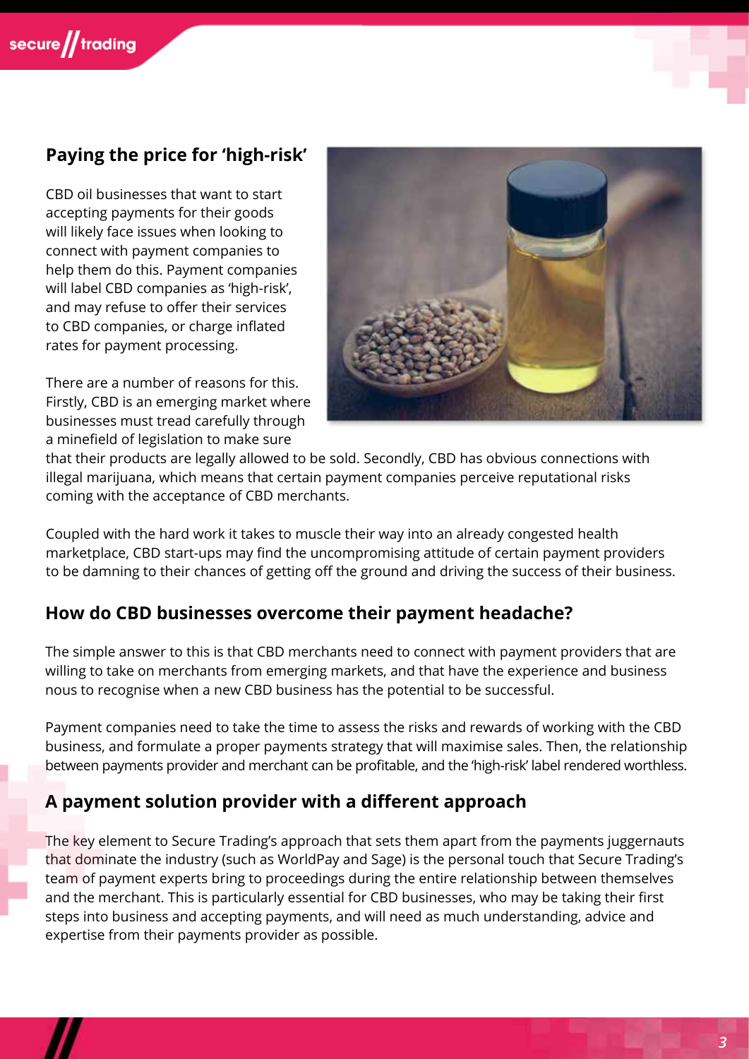## Paying the price for 'high-risk'

CBD oil businesses that want to start accepting payments for their goods will likely face issues when looking to connect with payment companies to help them do this. Payment companies will label CBD companies as 'high-risk', and may refuse to offer their services to CBD companies, or charge inflated rates for payment processing.

There are a number of reasons for this. Firstly, CBD is an emerging market where businesses must tread carefully through a minefield of legislation to make sure that their products are legally allowed to be sold. Secondly, CBD has obvious connections with illegal marijuana, which means that certain payment companies perceive reputational risks coming with the acceptance of CBD merchants.

Coupled with the hard work it takes to muscle their way into an already congested health marketplace, CBD start-ups may find the uncompromising attitude of certain payment providers to be damning to their chances of getting off the ground and driving the success of their business.

## How do CBD businesses overcome their payment headache?

The simple answer to this is that CBD merchants need to connect with payment providers that are willing to take on merchants from emerging markets, and that have the experience and business nous to recognise when a new CBD business has the potential to be successful.

Payment companies need to take the time to assess the risks and rewards of working with the CBD business, and formulate a proper payments strategy that will maximise sales. Then, the relationship between payments provider and merchant can be profitable, and the 'high-risk' label rendered worthless.

## A payment solution provider with a different approach

The key element to Secure Trading's approach that sets them apart from the payments juggernauts that dominate the industry (such as WorldPay and Sage) is the personal touch that Secure Trading's team of payment experts bring to proceedings during the entire relationship between themselves and the merchant. This is particularly essential for CBD businesses, who may be taking their first steps into business and accepting payments, and will need as much understanding, advice and expertise from their payments provider as possible.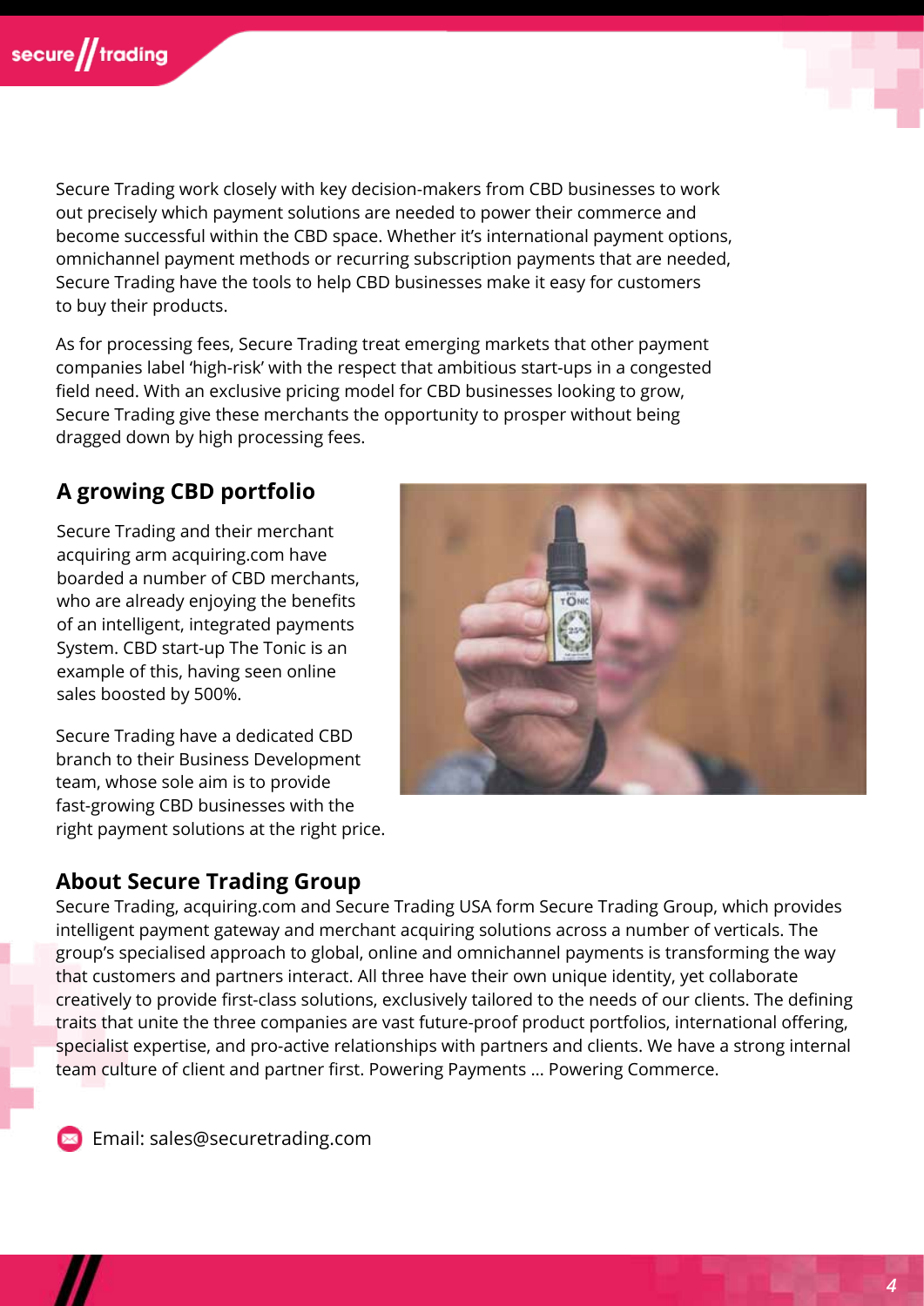Secure Trading work closely with key decision-makers from CBD businesses to work out precisely which payment solutions are needed to power their commerce and become successful within the CBD space. Whether it's international payment options, omnichannel payment methods or recurring subscription payments that are needed, Secure Trading have the tools to help CBD businesses make it easy for customers to buy their products.

As for processing fees, Secure Trading treat emerging markets that other payment companies label 'high-risk' with the respect that ambitious start-ups in a congested field need. With an exclusive pricing model for CBD businesses looking to grow, Secure Trading give these merchants the opportunity to prosper without being dragged down by high processing fees.

## A growing CBD portfolio

Secure Trading and their merchant acquiring arm acquiring.com have boarded a number of CBD merchants, who are already enjoying the benefits of an intelligent, integrated payments System. CBD start-up The Tonic is an example of this, having seen online sales boosted by 500%.

Secure Trading have a dedicated CBD branch to their Business Development team, whose sole aim is to provide fast-growing CBD businesses with the right payment solutions at the right price.

## About Secure Trading Group

Secure Trading, acquiring.com and Secure Trading USA form Secure Trading Group, which provides intelligent payment gateway and merchant acquiring solutions across a number of verticals. The group's specialised approach to global, online and omnichannel payments is transforming the way that customers and partners interact. All three have their own unique identity, yet collaborate creatively to provide first-class solutions, exclusively tailored to the needs of our clients. The defining traits that unite the three companies are vast future-proof product portfolios, international offering, specialist expertise, and pro-active relationships with partners and clients. We have a strong internal team culture of client and partner first. Powering Payments ... Powering Commerce.

Email: sales@securetrading.com